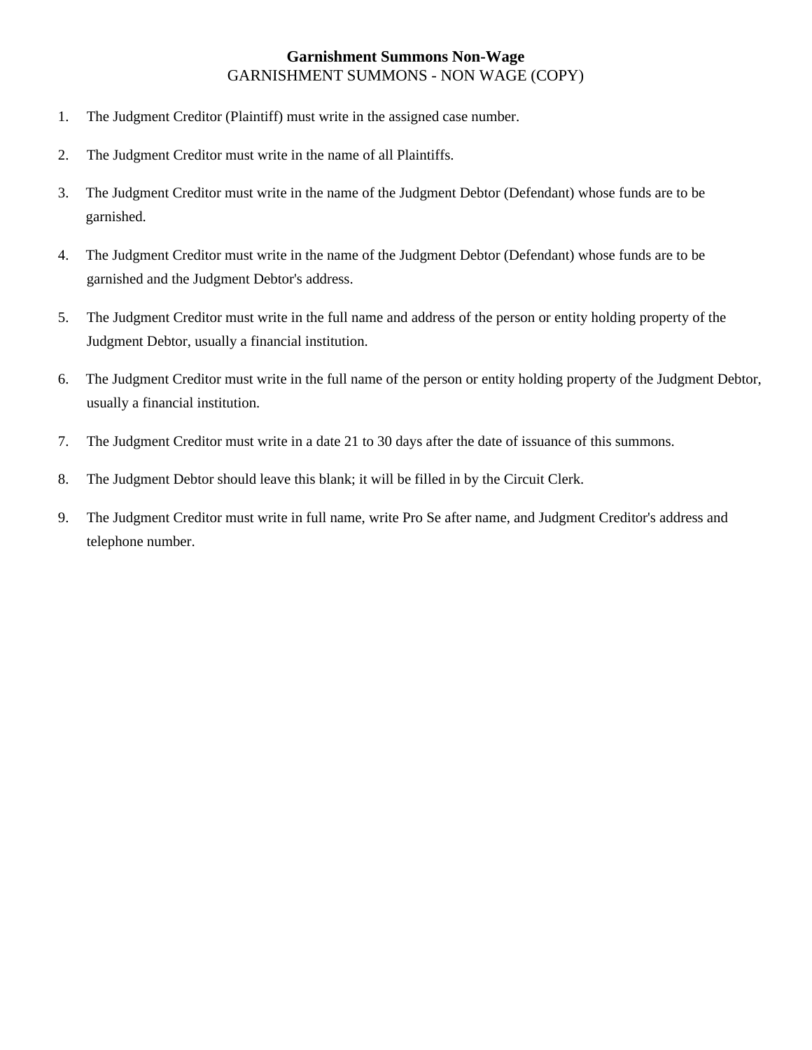# Garnishment Summons Non-Wage

GARNISHMENT SUMMONS - NON WAGE (COPY)

1. The Judgment Creditor (Plaintiff) must write in the assigned case number.
2. The Judgment Creditor must write in the name of all Plaintiffs.
3. The Judgment Creditor must write in the name of the Judgment Debtor (Defendant) whose funds are to be garnished.
4. The Judgment Creditor must write in the name of the Judgment Debtor (Defendant) whose funds are to be garnished and the Judgment Debtor's address.
5. The Judgment Creditor must write in the full name and address of the person or entity holding property of the Judgment Debtor, usually a financial institution.
6. The Judgment Creditor must write in the full name of the person or entity holding property of the Judgment Debtor, usually a financial institution.
7. The Judgment Creditor must write in a date 21 to 30 days after the date of issuance of this summons.
8. The Judgment Debtor should leave this blank; it will be filled in by the Circuit Clerk.
9. The Judgment Creditor must write in full name, write Pro Se after name, and Judgment Creditor's address and telephone number.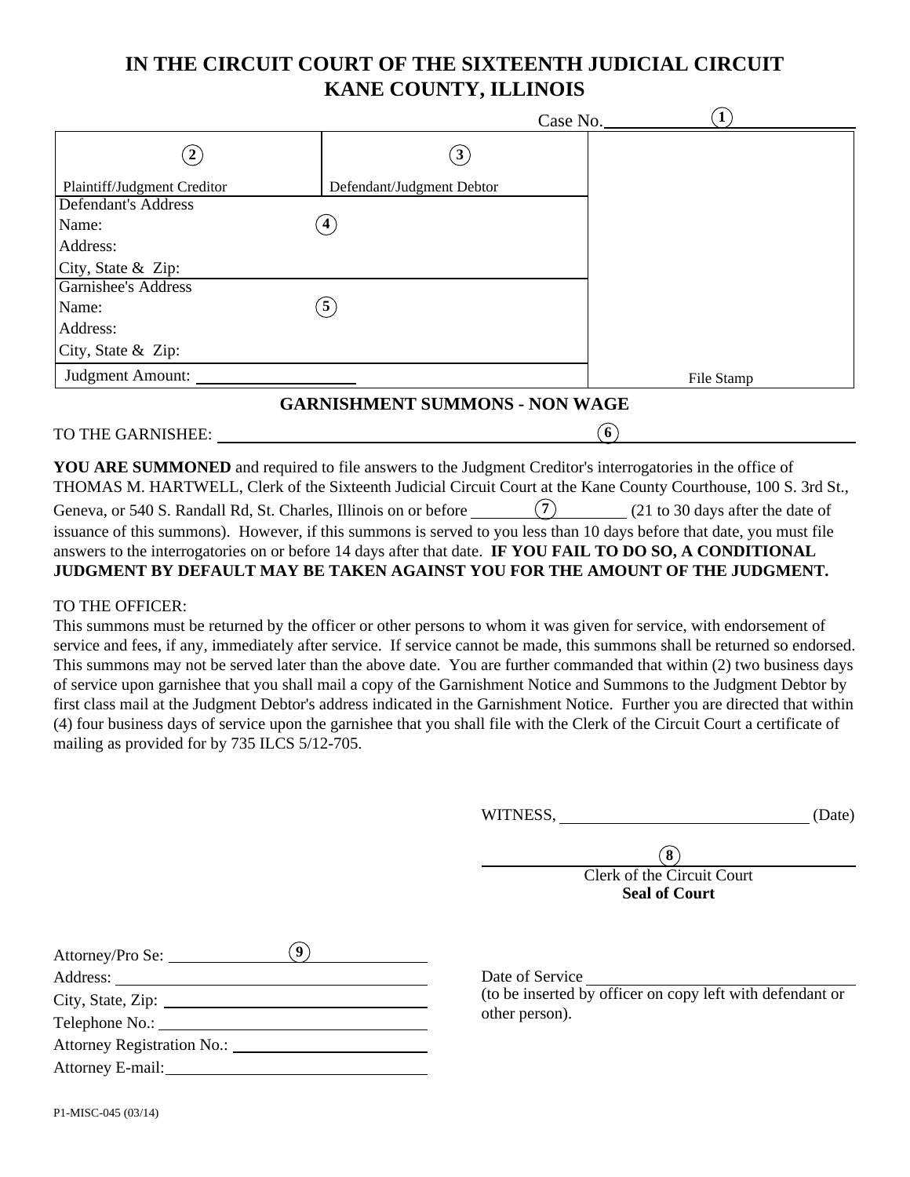# IN THE CIRCUIT COURT OF THE SIXTEENTH JUDICIAL CIRCUIT
# KANE COUNTY, ILLINOIS

Case No. ______ (1) ______

| | | |
|---|---|---|
| (2) Plaintiff/Judgment Creditor | (3) Defendant/Judgment Debtor | |
| Defendant's Address<br>Name: (4)<br>Address:<br>City, State & Zip: | | |
| Garnishee's Address<br>Name: (5)<br>Address:<br>City, State & Zip: | | |
| Judgment Amount: ______ | | File Stamp |

## GARNISHMENT SUMMONS - NON WAGE

TO THE GARNISHEE: ______ (6) ______

**YOU ARE SUMMONED** and required to file answers to the Judgment Creditor's interrogatories in the office of THOMAS M. HARTWELL, Clerk of the Sixteenth Judicial Circuit Court at the Kane County Courthouse, 100 S. 3rd St., Geneva, or 540 S. Randall Rd, St. Charles, Illinois on or before ______ (7) ______ (21 to 30 days after the date of issuance of this summons). However, if this summons is served to you less than 10 days before that date, you must file answers to the interrogatories on or before 14 days after that date. **IF YOU FAIL TO DO SO, A CONDITIONAL JUDGMENT BY DEFAULT MAY BE TAKEN AGAINST YOU FOR THE AMOUNT OF THE JUDGMENT.**

TO THE OFFICER:
This summons must be returned by the officer or other persons to whom it was given for service, with endorsement of service and fees, if any, immediately after service. If service cannot be made, this summons shall be returned so endorsed. This summons may not be served later than the above date. You are further commanded that within (2) two business days of service upon garnishee that you shall mail a copy of the Garnishment Notice and Summons to the Judgment Debtor by first class mail at the Judgment Debtor's address indicated in the Garnishment Notice. Further you are directed that within (4) four business days of service upon the garnishee that you shall file with the Clerk of the Circuit Court a certificate of mailing as provided for by 735 ILCS 5/12-705.

WITNESS, ______________________ (Date)

______ (8) ______
Clerk of the Circuit Court
**Seal of Court**

Attorney/Pro Se: ______ (9) ______
Address: ______
City, State, Zip: ______
Telephone No.: ______
Attorney Registration No.: ______
Attorney E-mail: ______

Date of Service ______
(to be inserted by officer on copy left with defendant or other person).

P1-MISC-045 (03/14)